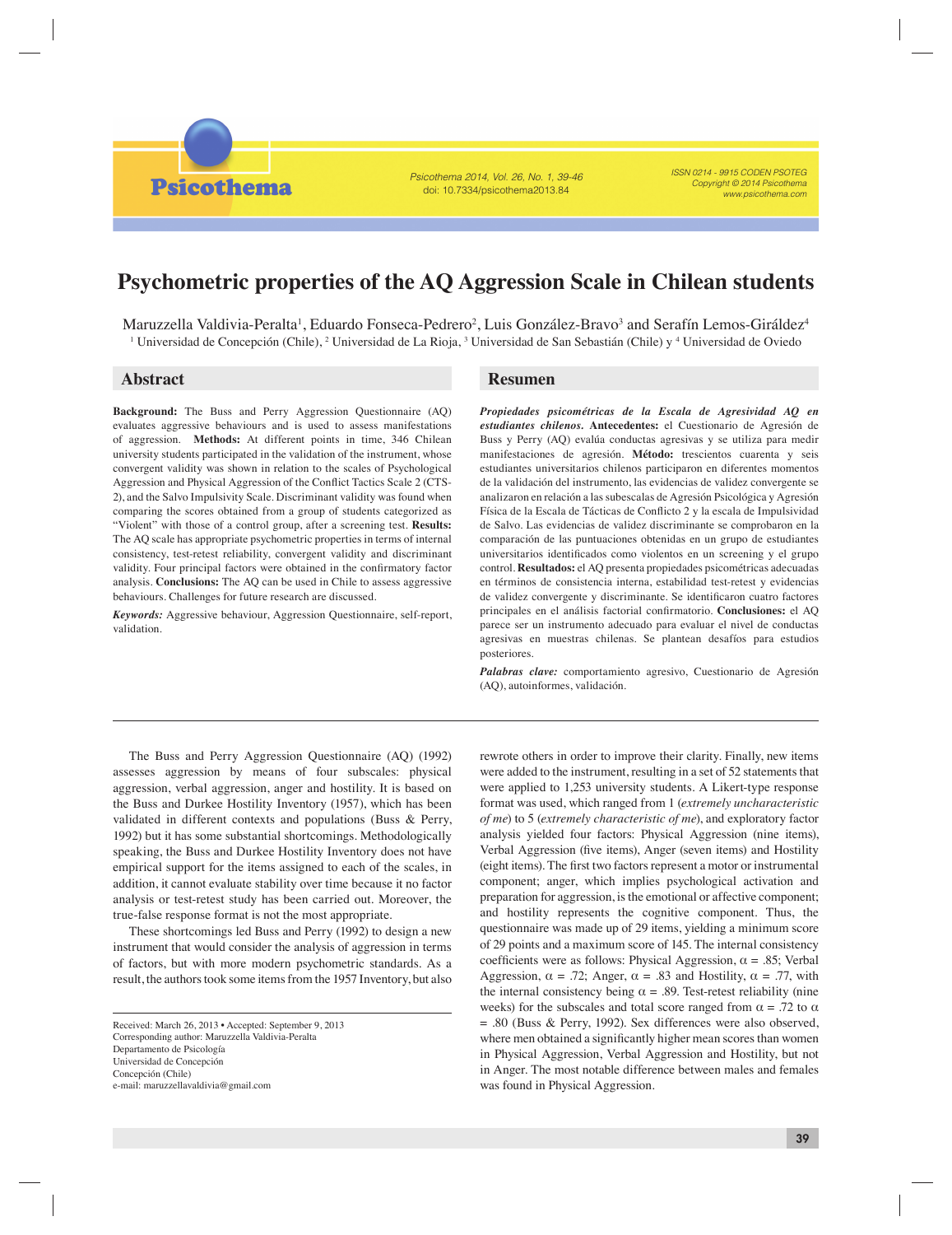# Psychometric properties of the AQ Aggression Scale in Chilean students

Maruzzella Valdivia-Peralta[1], Eduardo Fonseca-Pedrero[2], Luis González-Bravo[3] and Serafín Lemos-Giráldez[4]

[1] Universidad de Concepción (Chile), [2] Universidad de La Rioja, [3] Universidad de San Sebastián (Chile) y [4] Universidad de Oviedo

## Abstract

**Background:** The Buss and Perry Aggression Questionnaire (AQ) evaluates aggressive behaviours and is used to assess manifestations of aggression. **Methods:** At different points in time, 346 Chilean university students participated in the validation of the instrument, whose convergent validity was shown in relation to the scales of Psychological Aggression and Physical Aggression of the Conflict Tactics Scale 2 (CTS-2), and the Salvo Impulsivity Scale. Discriminant validity was found when comparing the scores obtained from a group of students categorized as "Violent" with those of a control group, after a screening test. **Results:** The AQ scale has appropriate psychometric properties in terms of internal consistency, test-retest reliability, convergent validity and discriminant validity. Four principal factors were obtained in the confirmatory factor analysis. **Conclusions:** The AQ can be used in Chile to assess aggressive behaviours. Challenges for future research are discussed.

***Keywords:*** Aggressive behaviour, Aggression Questionnaire, self-report, validation.

## Resumen

***Propiedades psicométricas de la Escala de Agresividad AQ en estudiantes chilenos.*** **Antecedentes:** el Cuestionario de Agresión de Buss y Perry (AQ) evalúa conductas agresivas y se utiliza para medir manifestaciones de agresión. **Método:** trescientos cuarenta y seis estudiantes universitarios chilenos participaron en diferentes momentos de la validación del instrumento, las evidencias de validez convergente se analizaron en relación a las subescalas de Agresión Psicológica y Agresión Física de la Escala de Tácticas de Conflicto 2 y la escala de Impulsividad de Salvo. Las evidencias de validez discriminante se comprobaron en la comparación de las puntuaciones obtenidas en un grupo de estudiantes universitarios identificados como violentos en un screening y el grupo control. **Resultados:** el AQ presenta propiedades psicométricas adecuadas en términos de consistencia interna, estabilidad test-retest y evidencias de validez convergente y discriminante. Se identificaron cuatro factores principales en el análisis factorial confirmatorio. **Conclusiones:** el AQ parece ser un instrumento adecuado para evaluar el nivel de conductas agresivas en muestras chilenas. Se plantean desafíos para estudios posteriores.

***Palabras clave:*** comportamiento agresivo, Cuestionario de Agresión (AQ), autoinformes, validación.

---

The Buss and Perry Aggression Questionnaire (AQ) (1992) assesses aggression by means of four subscales: physical aggression, verbal aggression, anger and hostility. It is based on the Buss and Durkee Hostility Inventory (1957), which has been validated in different contexts and populations (Buss & Perry, 1992) but it has some substantial shortcomings. Methodologically speaking, the Buss and Durkee Hostility Inventory does not have empirical support for the items assigned to each of the scales, in addition, it cannot evaluate stability over time because it no factor analysis or test-retest study has been carried out. Moreover, the true-false response format is not the most appropriate.

These shortcomings led Buss and Perry (1992) to design a new instrument that would consider the analysis of aggression in terms of factors, but with more modern psychometric standards. As a result, the authors took some items from the 1957 Inventory, but also rewrote others in order to improve their clarity. Finally, new items were added to the instrument, resulting in a set of 52 statements that were applied to 1,253 university students. A Likert-type response format was used, which ranged from 1 (*extremely uncharacteristic of me*) to 5 (*extremely characteristic of me*), and exploratory factor analysis yielded four factors: Physical Aggression (nine items), Verbal Aggression (five items), Anger (seven items) and Hostility (eight items). The first two factors represent a motor or instrumental component; anger, which implies psychological activation and preparation for aggression, is the emotional or affective component; and hostility represents the cognitive component. Thus, the questionnaire was made up of 29 items, yielding a minimum score of 29 points and a maximum score of 145. The internal consistency coefficients were as follows: Physical Aggression, $\alpha$ = .85; Verbal Aggression, $\alpha$ = .72; Anger, $\alpha$ = .83 and Hostility, $\alpha$ = .77, with the internal consistency being $\alpha$ = .89. Test-retest reliability (nine weeks) for the subscales and total score ranged from $\alpha$ = .72 to $\alpha$ = .80 (Buss & Perry, 1992). Sex differences were also observed, where men obtained a significantly higher mean scores than women in Physical Aggression, Verbal Aggression and Hostility, but not in Anger. The most notable difference between males and females was found in Physical Aggression.

Received: March 26, 2013 • Accepted: September 9, 2013
Corresponding author: Maruzzella Valdivia-Peralta
Departamento de Psicología
Universidad de Concepción
Concepción (Chile)
e-mail: maruzzellavaldivia@gmail.com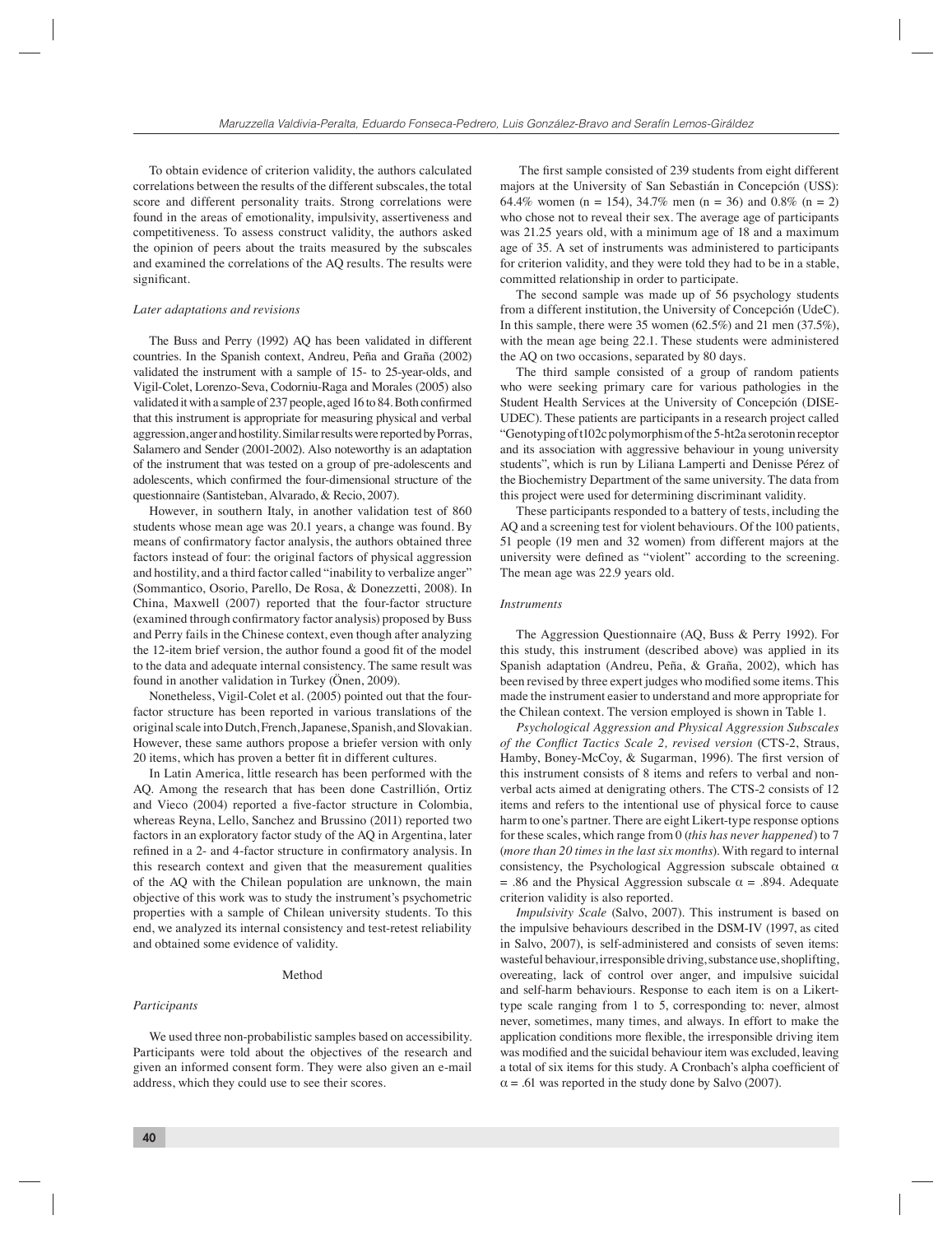To obtain evidence of criterion validity, the authors calculated correlations between the results of the different subscales, the total score and different personality traits. Strong correlations were found in the areas of emotionality, impulsivity, assertiveness and competitiveness. To assess construct validity, the authors asked the opinion of peers about the traits measured by the subscales and examined the correlations of the AQ results. The results were significant.

### *Later adaptations and revisions*

The Buss and Perry (1992) AQ has been validated in different countries. In the Spanish context, Andreu, Peña and Graña (2002) validated the instrument with a sample of 15- to 25-year-olds, and Vigil-Colet, Lorenzo-Seva, Codorniu-Raga and Morales (2005) also validated it with a sample of 237 people, aged 16 to 84. Both confirmed that this instrument is appropriate for measuring physical and verbal aggression, anger and hostility. Similar results were reported by Porras, Salamero and Sender (2001-2002). Also noteworthy is an adaptation of the instrument that was tested on a group of pre-adolescents and adolescents, which confirmed the four-dimensional structure of the questionnaire (Santisteban, Alvarado, & Recio, 2007).

However, in southern Italy, in another validation test of 860 students whose mean age was 20.1 years, a change was found. By means of confirmatory factor analysis, the authors obtained three factors instead of four: the original factors of physical aggression and hostility, and a third factor called "inability to verbalize anger" (Sommantico, Osorio, Parello, De Rosa, & Donezzetti, 2008). In China, Maxwell (2007) reported that the four-factor structure (examined through confirmatory factor analysis) proposed by Buss and Perry fails in the Chinese context, even though after analyzing the 12-item brief version, the author found a good fit of the model to the data and adequate internal consistency. The same result was found in another validation in Turkey (Önen, 2009).

Nonetheless, Vigil-Colet et al. (2005) pointed out that the four-factor structure has been reported in various translations of the original scale into Dutch, French, Japanese, Spanish, and Slovakian. However, these same authors propose a briefer version with only 20 items, which has proven a better fit in different cultures.

In Latin America, little research has been performed with the AQ. Among the research that has been done Castrillión, Ortiz and Vieco (2004) reported a five-factor structure in Colombia, whereas Reyna, Lello, Sanchez and Brussino (2011) reported two factors in an exploratory factor study of the AQ in Argentina, later refined in a 2- and 4-factor structure in confirmatory analysis. In this research context and given that the measurement qualities of the AQ with the Chilean population are unknown, the main objective of this work was to study the instrument's psychometric properties with a sample of Chilean university students. To this end, we analyzed its internal consistency and test-retest reliability and obtained some evidence of validity.

## Method

### *Participants*

We used three non-probabilistic samples based on accessibility. Participants were told about the objectives of the research and given an informed consent form. They were also given an e-mail address, which they could use to see their scores.

The first sample consisted of 239 students from eight different majors at the University of San Sebastián in Concepción (USS): 64.4% women (n = 154), 34.7% men (n = 36) and 0.8% (n = 2) who chose not to reveal their sex. The average age of participants was 21.25 years old, with a minimum age of 18 and a maximum age of 35. A set of instruments was administered to participants for criterion validity, and they were told they had to be in a stable, committed relationship in order to participate.

The second sample was made up of 56 psychology students from a different institution, the University of Concepción (UdeC). In this sample, there were 35 women (62.5%) and 21 men (37.5%), with the mean age being 22.1. These students were administered the AQ on two occasions, separated by 80 days.

The third sample consisted of a group of random patients who were seeking primary care for various pathologies in the Student Health Services at the University of Concepción (DISE-UDEC). These patients are participants in a research project called "Genotyping of t102c polymorphism of the 5-ht2a serotonin receptor and its association with aggressive behaviour in young university students", which is run by Liliana Lamperti and Denisse Pérez of the Biochemistry Department of the same university. The data from this project were used for determining discriminant validity.

These participants responded to a battery of tests, including the AQ and a screening test for violent behaviours. Of the 100 patients, 51 people (19 men and 32 women) from different majors at the university were defined as "violent" according to the screening. The mean age was 22.9 years old.

### *Instruments*

The Aggression Questionnaire (AQ, Buss & Perry 1992). For this study, this instrument (described above) was applied in its Spanish adaptation (Andreu, Peña, & Graña, 2002), which has been revised by three expert judges who modified some items. This made the instrument easier to understand and more appropriate for the Chilean context. The version employed is shown in Table 1.

*Psychological Aggression and Physical Aggression Subscales of the Conflict Tactics Scale 2, revised version* (CTS-2, Straus, Hamby, Boney-McCoy, & Sugarman, 1996). The first version of this instrument consists of 8 items and refers to verbal and non-verbal acts aimed at denigrating others. The CTS-2 consists of 12 items and refers to the intentional use of physical force to cause harm to one's partner. There are eight Likert-type response options for these scales, which range from 0 (*this has never happened*) to 7 (*more than 20 times in the last six months*). With regard to internal consistency, the Psychological Aggression subscale obtained $\alpha = .86$ and the Physical Aggression subscale $\alpha = .894$. Adequate criterion validity is also reported.

*Impulsivity Scale* (Salvo, 2007). This instrument is based on the impulsive behaviours described in the DSM-IV (1997, as cited in Salvo, 2007), is self-administered and consists of seven items: wasteful behaviour, irresponsible driving, substance use, shoplifting, overeating, lack of control over anger, and impulsive suicidal and self-harm behaviours. Response to each item is on a Likert-type scale ranging from 1 to 5, corresponding to: never, almost never, sometimes, many times, and always. In effort to make the application conditions more flexible, the irresponsible driving item was modified and the suicidal behaviour item was excluded, leaving a total of six items for this study. A Cronbach's alpha coefficient of $\alpha = .61$ was reported in the study done by Salvo (2007).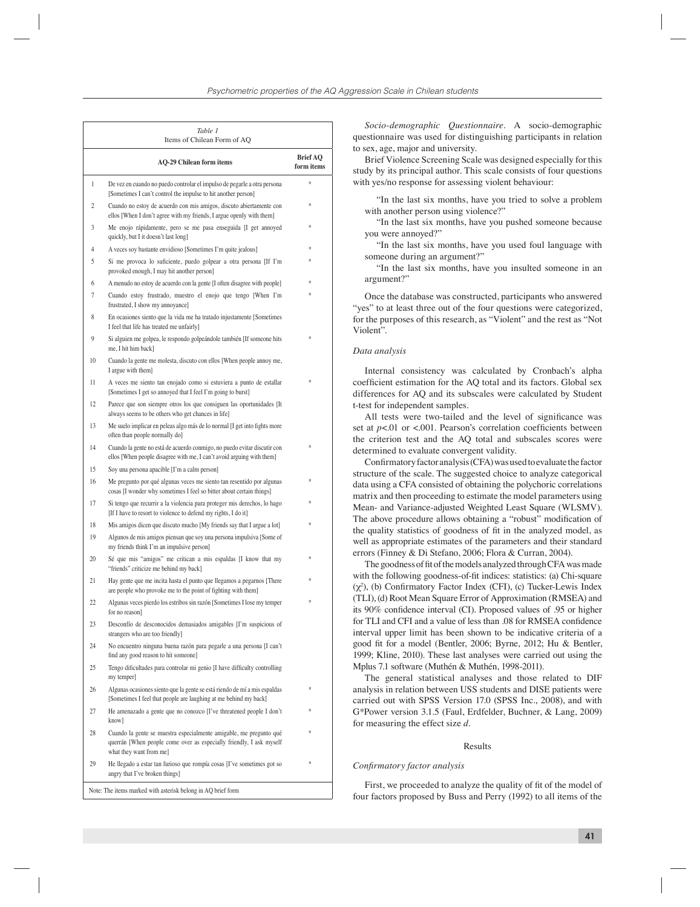*Table 1*
Items of Chilean Form of AQ

| | AQ-29 Chilean form items | Brief AQ form items |
|---|---|---|
| 1 | De vez en cuando no puedo controlar el impulso de pegarle a otra persona [Sometimes I can't control the impulse to hit another person] | * |
| 2 | Cuando no estoy de acuerdo con mis amigos, discuto abiertamente con ellos [When I don't agree with my friends, I argue openly with them] | * |
| 3 | Me enojo rápidamente, pero se me pasa enseguida [I get annoyed quickly, but I it doesn't last long] | * |
| 4 | A veces soy bastante envidioso [Sometimes I'm quite jealous] | * |
| 5 | Si me provoca lo suficiente, puedo golpear a otra persona [If I'm provoked enough, I may hit another person] | * |
| 6 | A menudo no estoy de acuerdo con la gente [I often disagree with people] | * |
| 7 | Cuando estoy frustrado, muestro el enojo que tengo [When I'm frustrated, I show my annoyance] | * |
| 8 | En ocasiones siento que la vida me ha tratado injustamente [Sometimes I feel that life has treated me unfairly] | |
| 9 | Si alguien me golpea, le respondo golpeándole también [If someone hits me, I hit him back] | * |
| 10 | Cuando la gente me molesta, discuto con ellos [When people annoy me, I argue with them] | |
| 11 | A veces me siento tan enojado como si estuviera a punto de estallar [Sometimes I get so annoyed that I feel I'm going to burst] | * |
| 12 | Parece que son siempre otros los que consiguen las oportunidades [It always seems to be others who get chances in life] | |
| 13 | Me suelo implicar en peleas algo más de lo normal [I get into fights more often than people normally do] | |
| 14 | Cuando la gente no está de acuerdo conmigo, no puedo evitar discutir con ellos [When people disagree with me, I can't avoid arguing with them] | * |
| 15 | Soy una persona apacible [I'm a calm person] | |
| 16 | Me pregunto por qué algunas veces me siento tan resentido por algunas cosas [I wonder why sometimes I feel so bitter about certain things] | * |
| 17 | Si tengo que recurrir a la violencia para proteger mis derechos, lo hago [If I have to resort to violence to defend my rights, I do it] | * |
| 18 | Mis amigos dicen que discuto mucho [My friends say that I argue a lot] | * |
| 19 | Algunos de mis amigos piensan que soy una persona impulsiva [Some of my friends think I'm an impulsive person] | |
| 20 | Sé que mis "amigos" me critican a mis espaldas [I know that my "friends" criticize me behind my back] | * |
| 21 | Hay gente que me incita hasta el punto que llegamos a pegarnos [There are people who provoke me to the point of fighting with them] | * |
| 22 | Algunas veces pierdo los estribos sin razón [Sometimes I lose my temper for no reason] | * |
| 23 | Desconfío de desconocidos demasiados amigables [I'm suspicious of strangers who are too friendly] | |
| 24 | No encuentro ninguna buena razón para pegarle a una persona [I can't find any good reason to hit someone] | |
| 25 | Tengo dificultades para controlar mi genio [I have difficulty controlling my temper] | |
| 26 | Algunas ocasiones siento que la gente se está riendo de mí a mis espaldas [Sometimes I feel that people are laughing at me behind my back] | * |
| 27 | He amenazado a gente que no conozco [I've threatened people I don't know] | * |
| 28 | Cuando la gente se muestra especialmente amigable, me pregunto qué querrán [When people come over as especially friendly, I ask myself what they want from me] | * |
| 29 | He llegado a estar tan furioso que rompía cosas [I've sometimes got so angry that I've broken things] | * |

Note: The items marked with asterisk belong in AQ brief form

*Socio-demographic Questionnaire*. A socio-demographic questionnaire was used for distinguishing participants in relation to sex, age, major and university.

Brief Violence Screening Scale was designed especially for this study by its principal author. This scale consists of four questions with yes/no response for assessing violent behaviour:

> "In the last six months, have you tried to solve a problem with another person using violence?"
>
> "In the last six months, have you pushed someone because you were annoyed?"
>
> "In the last six months, have you used foul language with someone during an argument?"
>
> "In the last six months, have you insulted someone in an argument?"

Once the database was constructed, participants who answered "yes" to at least three out of the four questions were categorized, for the purposes of this research, as "Violent" and the rest as "Not Violent".

### *Data analysis*

Internal consistency was calculated by Cronbach's alpha coefficient estimation for the AQ total and its factors. Global sex differences for AQ and its subscales were calculated by Student t-test for independent samples.

All tests were two-tailed and the level of significance was set at $p<.01$ or $<.001$. Pearson's correlation coefficients between the criterion test and the AQ total and subscales scores were determined to evaluate convergent validity.

Confirmatory factor analysis (CFA) was used to evaluate the factor structure of the scale. The suggested choice to analyze categorical data using a CFA consisted of obtaining the polychoric correlations matrix and then proceeding to estimate the model parameters using Mean- and Variance-adjusted Weighted Least Square (WLSMV). The above procedure allows obtaining a "robust" modification of the quality statistics of goodness of fit in the analyzed model, as well as appropriate estimates of the parameters and their standard errors (Finney & Di Stefano, 2006; Flora & Curran, 2004).

The goodness of fit of the models analyzed through CFA was made with the following goodness-of-fit indices: statistics: (a) Chi-square ($\chi^2$), (b) Confirmatory Factor Index (CFI), (c) Tucker-Lewis Index (TLI), (d) Root Mean Square Error of Approximation (RMSEA) and its 90% confidence interval (CI). Proposed values of .95 or higher for TLI and CFI and a value of less than .08 for RMSEA confidence interval upper limit has been shown to be indicative criteria of a good fit for a model (Bentler, 2006; Byrne, 2012; Hu & Bentler, 1999; Kline, 2010). These last analyses were carried out using the Mplus 7.1 software (Muthén & Muthén, 1998-2011).

The general statistical analyses and those related to DIF analysis in relation between USS students and DISE patients were carried out with SPSS Version 17.0 (SPSS Inc., 2008), and with G*Power version 3.1.5 (Faul, Erdfelder, Buchner, & Lang, 2009) for measuring the effect size *d*.

## Results

### *Confirmatory factor analysis*

First, we proceeded to analyze the quality of fit of the model of four factors proposed by Buss and Perry (1992) to all items of the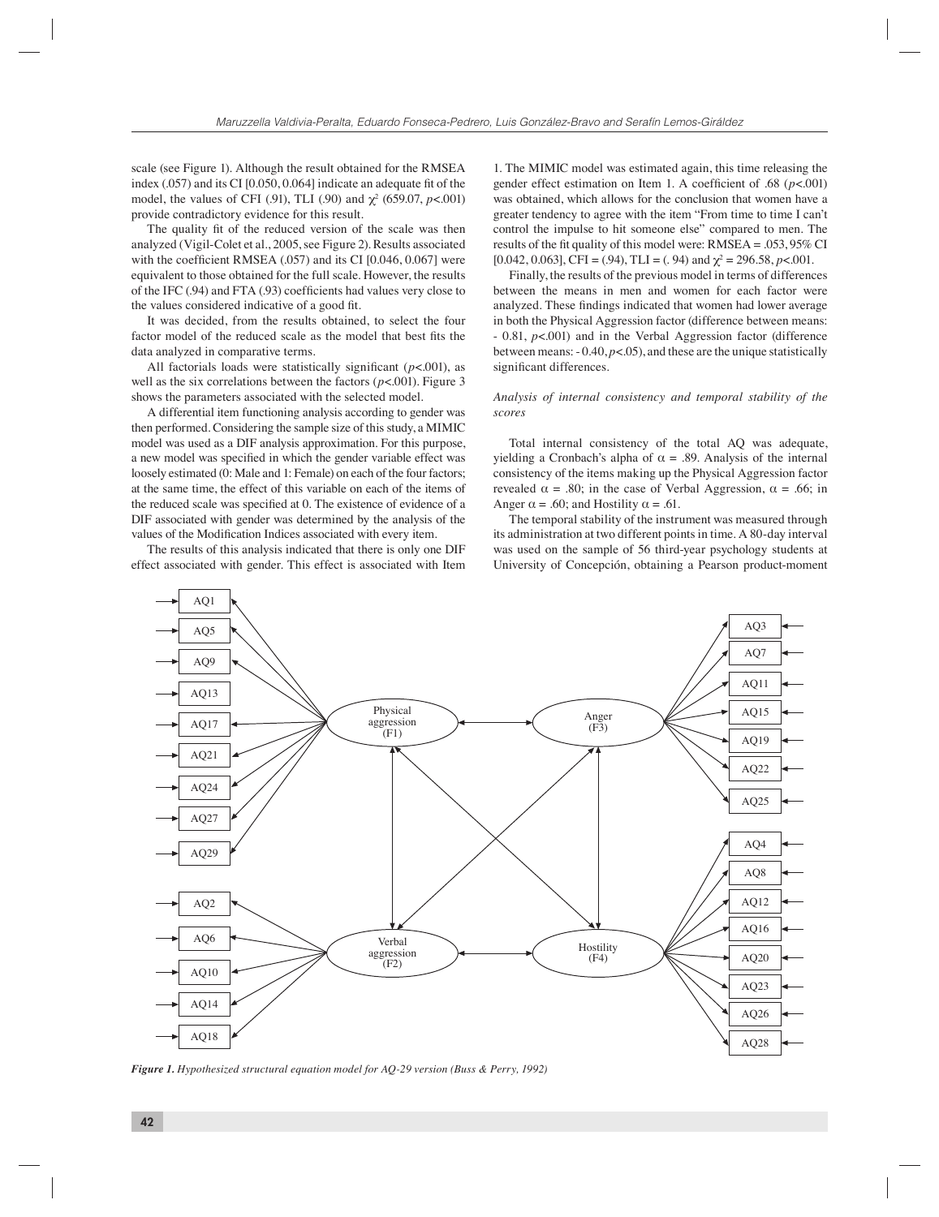scale (see Figure 1). Although the result obtained for the RMSEA index (.057) and its CI [0.050, 0.064] indicate an adequate fit of the model, the values of CFI (.91), TLI (.90) and $\chi^2$ (659.07, $p$<.001) provide contradictory evidence for this result.

The quality fit of the reduced version of the scale was then analyzed (Vigil-Colet et al., 2005, see Figure 2). Results associated with the coefficient RMSEA (.057) and its CI [0.046, 0.067] were equivalent to those obtained for the full scale. However, the results of the IFC (.94) and FTA (.93) coefficients had values very close to the values considered indicative of a good fit.

It was decided, from the results obtained, to select the four factor model of the reduced scale as the model that best fits the data analyzed in comparative terms.

All factorials loads were statistically significant ($p$<.001), as well as the six correlations between the factors ($p$<.001). Figure 3 shows the parameters associated with the selected model.

A differential item functioning analysis according to gender was then performed. Considering the sample size of this study, a MIMIC model was used as a DIF analysis approximation. For this purpose, a new model was specified in which the gender variable effect was loosely estimated (0: Male and 1: Female) on each of the four factors; at the same time, the effect of this variable on each of the items of the reduced scale was specified at 0. The existence of evidence of a DIF associated with gender was determined by the analysis of the values of the Modification Indices associated with every item.

The results of this analysis indicated that there is only one DIF effect associated with gender. This effect is associated with Item 1. The MIMIC model was estimated again, this time releasing the gender effect estimation on Item 1. A coefficient of .68 ($p$<.001) was obtained, which allows for the conclusion that women have a greater tendency to agree with the item "From time to time I can't control the impulse to hit someone else" compared to men. The results of the fit quality of this model were: RMSEA = .053, 95% CI [0.042, 0.063], CFI = (.94), TLI = (. 94) and $\chi^2$ = 296.58, $p$<.001.

Finally, the results of the previous model in terms of differences between the means in men and women for each factor were analyzed. These findings indicated that women had lower average in both the Physical Aggression factor (difference between means: - 0.81, $p$<.001) and in the Verbal Aggression factor (difference between means: - 0.40, $p$<.05), and these are the unique statistically significant differences.

*Analysis of internal consistency and temporal stability of the scores*

Total internal consistency of the total AQ was adequate, yielding a Cronbach's alpha of $\alpha$ = .89. Analysis of the internal consistency of the items making up the Physical Aggression factor revealed $\alpha$ = .80; in the case of Verbal Aggression, $\alpha$ = .66; in Anger $\alpha$ = .60; and Hostility $\alpha$ = .61.

The temporal stability of the instrument was measured through its administration at two different points in time. A 80-day interval was used on the sample of 56 third-year psychology students at University of Concepción, obtaining a Pearson product-moment

***Figure 1.** Hypothesized structural equation model for AQ-29 version (Buss & Perry, 1992)*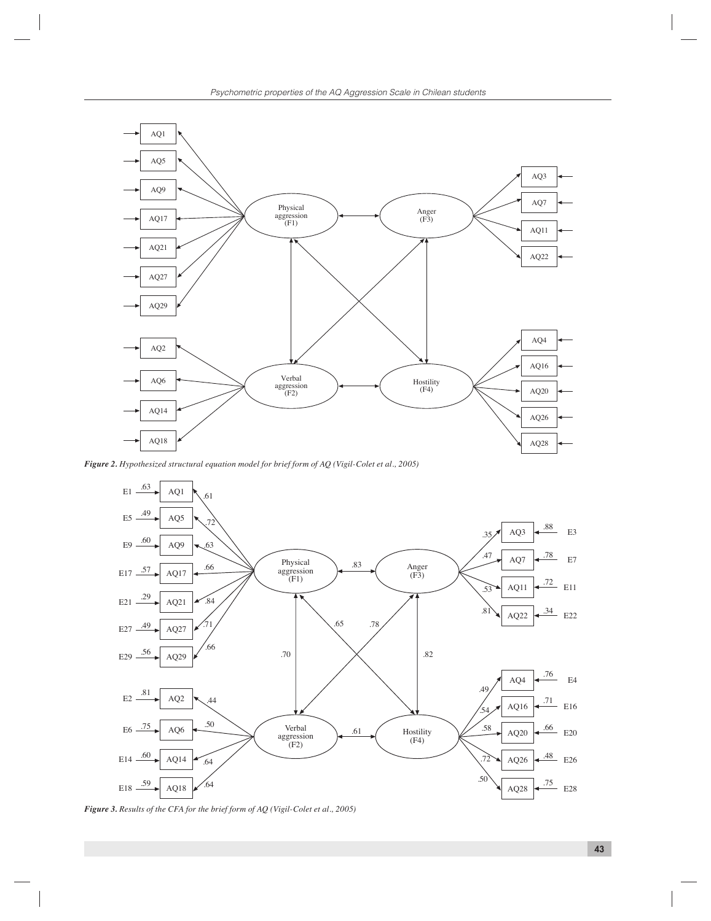*Figure 2. Hypothesized structural equation model for brief form of AQ (Vigil-Colet et al., 2005)*

*Figure 3. Results of the CFA for the brief form of AQ (Vigil-Colet et al., 2005)*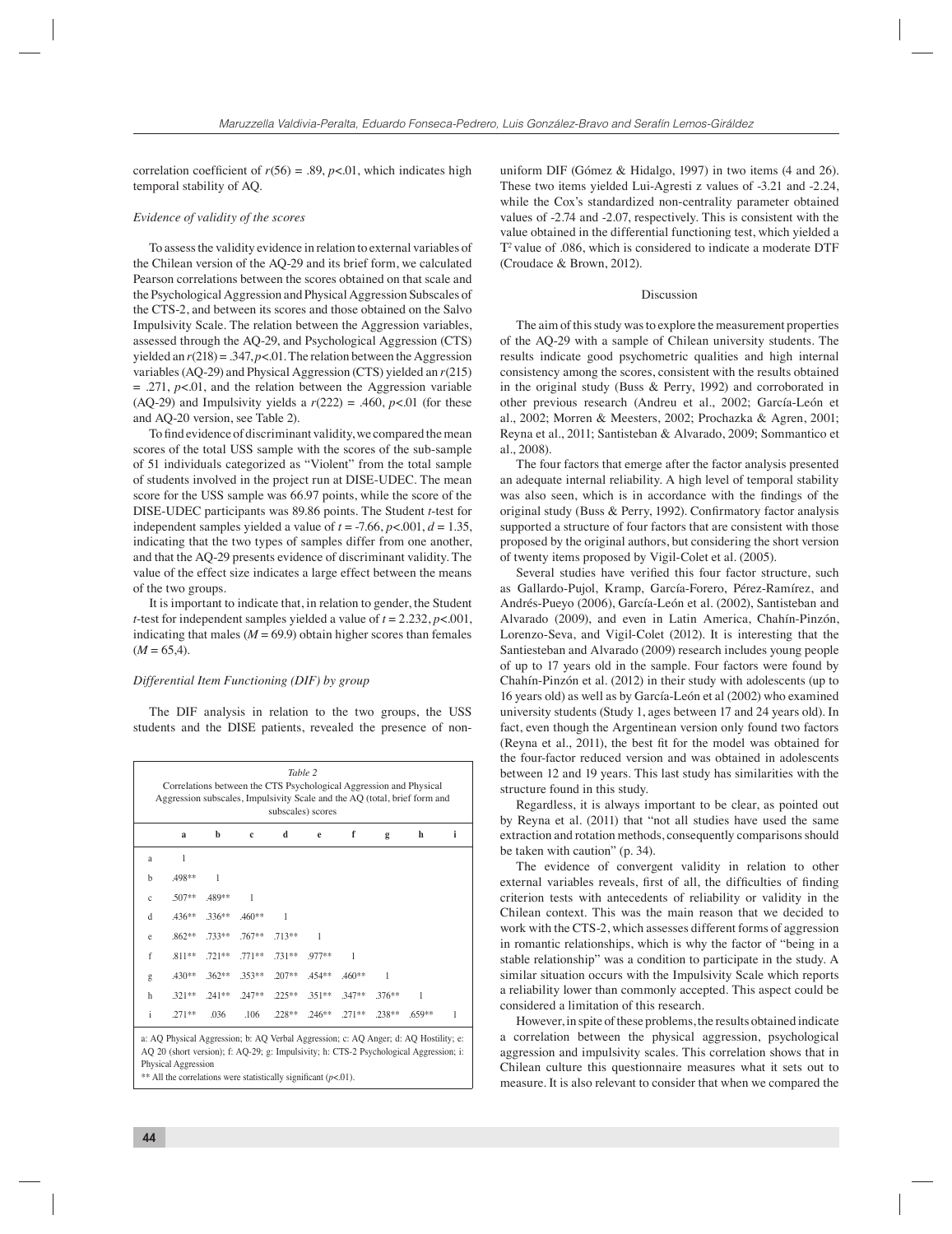correlation coefficient of $r(56) = .89$, $p<.01$, which indicates high temporal stability of AQ.

*Evidence of validity of the scores*

To assess the validity evidence in relation to external variables of the Chilean version of the AQ-29 and its brief form, we calculated Pearson correlations between the scores obtained on that scale and the Psychological Aggression and Physical Aggression Subscales of the CTS-2, and between its scores and those obtained on the Salvo Impulsivity Scale. The relation between the Aggression variables, assessed through the AQ-29, and Psychological Aggression (CTS) yielded an $r(218) = .347$, $p<.01$. The relation between the Aggression variables (AQ-29) and Physical Aggression (CTS) yielded an $r(215) = .271$, $p<.01$, and the relation between the Aggression variable (AQ-29) and Impulsivity yields a $r(222) = .460$, $p<.01$ (for these and AQ-20 version, see Table 2).

To find evidence of discriminant validity, we compared the mean scores of the total USS sample with the scores of the sub-sample of 51 individuals categorized as "Violent" from the total sample of students involved in the project run at DISE-UDEC. The mean score for the USS sample was 66.97 points, while the score of the DISE-UDEC participants was 89.86 points. The Student *t*-test for independent samples yielded a value of $t = -7.66$, $p<.001$, $d = 1.35$, indicating that the two types of samples differ from one another, and that the AQ-29 presents evidence of discriminant validity. The value of the effect size indicates a large effect between the means of the two groups.

It is important to indicate that, in relation to gender, the Student *t*-test for independent samples yielded a value of $t = 2.232$, $p<.001$, indicating that males ($M = 69.9$) obtain higher scores than females ($M = 65,4$).

*Differential Item Functioning (DIF) by group*

The DIF analysis in relation to the two groups, the USS students and the DISE patients, revealed the presence of non-uniform DIF (Gómez & Hidalgo, 1997) in two items (4 and 26). These two items yielded Lui-Agresti z values of -3.21 and -2.24, while the Cox's standardized non-centrality parameter obtained values of -2.74 and -2.07, respectively. This is consistent with the value obtained in the differential functioning test, which yielded a $T^2$ value of .086, which is considered to indicate a moderate DTF (Croudace & Brown, 2012).

Table 2
Correlations between the CTS Psychological Aggression and Physical Aggression subscales, Impulsivity Scale and the AQ (total, brief form and subscales) scores

| | a | b | c | d | e | f | g | h | i |
|---|---|---|---|---|---|---|---|---|---|
| a | 1 | | | | | | | | |
| b | .498** | 1 | | | | | | | |
| c | .507** | .489** | 1 | | | | | | |
| d | .436** | .336** | .460** | 1 | | | | | |
| e | .862** | .733** | .767** | .713** | 1 | | | | |
| f | .811** | .721** | .771** | .731** | .977** | 1 | | | |
| g | .430** | .362** | .353** | .207** | .454** | .460** | 1 | | |
| h | .321** | .241** | .247** | .225** | .351** | .347** | .376** | 1 | |
| i | .271** | .036 | .106 | .228** | .246** | .271** | .238** | .659** | 1 |

a: AQ Physical Aggression; b: AQ Verbal Aggression; c: AQ Anger; d: AQ Hostility; e: AQ 20 (short version); f: AQ-29; g: Impulsivity; h: CTS-2 Psychological Aggression; i: Physical Aggression
** All the correlations were statistically significant ($p<.01$).

## Discussion

The aim of this study was to explore the measurement properties of the AQ-29 with a sample of Chilean university students. The results indicate good psychometric qualities and high internal consistency among the scores, consistent with the results obtained in the original study (Buss & Perry, 1992) and corroborated in other previous research (Andreu et al., 2002; García-León et al., 2002; Morren & Meesters, 2002; Prochazka & Agren, 2001; Reyna et al., 2011; Santisteban & Alvarado, 2009; Sommantico et al., 2008).

The four factors that emerge after the factor analysis presented an adequate internal reliability. A high level of temporal stability was also seen, which is in accordance with the findings of the original study (Buss & Perry, 1992). Confirmatory factor analysis supported a structure of four factors that are consistent with those proposed by the original authors, but considering the short version of twenty items proposed by Vigil-Colet et al. (2005).

Several studies have verified this four factor structure, such as Gallardo-Pujol, Kramp, García-Forero, Pérez-Ramírez, and Andrés-Pueyo (2006), García-León et al. (2002), Santisteban and Alvarado (2009), and even in Latin America, Chahín-Pinzón, Lorenzo-Seva, and Vigil-Colet (2012). It is interesting that the Santiesteban and Alvarado (2009) research includes young people of up to 17 years old in the sample. Four factors were found by Chahín-Pinzón et al. (2012) in their study with adolescents (up to 16 years old) as well as by García-León et al (2002) who examined university students (Study 1, ages between 17 and 24 years old). In fact, even though the Argentinean version only found two factors (Reyna et al., 2011), the best fit for the model was obtained for the four-factor reduced version and was obtained in adolescents between 12 and 19 years. This last study has similarities with the structure found in this study.

Regardless, it is always important to be clear, as pointed out by Reyna et al. (2011) that "not all studies have used the same extraction and rotation methods, consequently comparisons should be taken with caution" (p. 34).

The evidence of convergent validity in relation to other external variables reveals, first of all, the difficulties of finding criterion tests with antecedents of reliability or validity in the Chilean context. This was the main reason that we decided to work with the CTS-2, which assesses different forms of aggression in romantic relationships, which is why the factor of "being in a stable relationship" was a condition to participate in the study. A similar situation occurs with the Impulsivity Scale which reports a reliability lower than commonly accepted. This aspect could be considered a limitation of this research.

However, in spite of these problems, the results obtained indicate a correlation between the physical aggression, psychological aggression and impulsivity scales. This correlation shows that in Chilean culture this questionnaire measures what it sets out to measure. It is also relevant to consider that when we compared the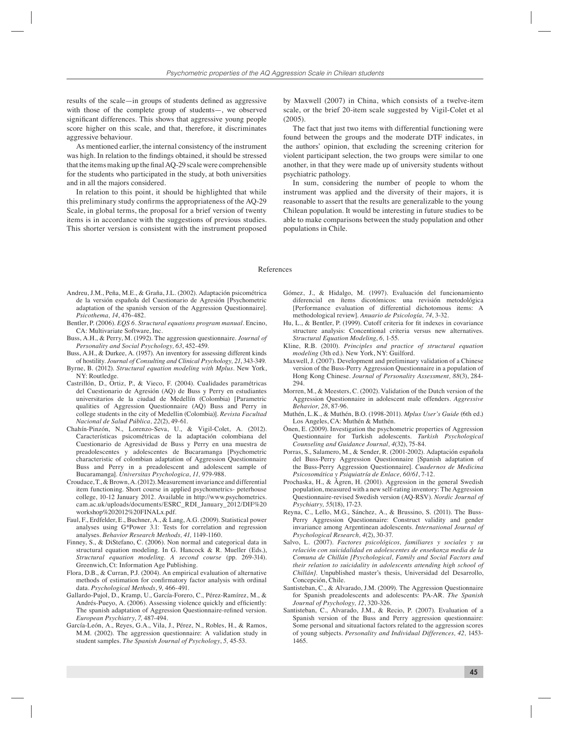results of the scale—in groups of students defined as aggressive with those of the complete group of students—, we observed significant differences. This shows that aggressive young people score higher on this scale, and that, therefore, it discriminates aggressive behaviour.

As mentioned earlier, the internal consistency of the instrument was high. In relation to the findings obtained, it should be stressed that the items making up the final AQ-29 scale were comprehensible for the students who participated in the study, at both universities and in all the majors considered.

In relation to this point, it should be highlighted that while this preliminary study confirms the appropriateness of the AQ-29 Scale, in global terms, the proposal for a brief version of twenty items is in accordance with the suggestions of previous studies. This shorter version is consistent with the instrument proposed by Maxwell (2007) in China, which consists of a twelve-item scale, or the brief 20-item scale suggested by Vigil-Colet et al (2005).

The fact that just two items with differential functioning were found between the groups and the moderate DTF indicates, in the authors' opinion, that excluding the screening criterion for violent participant selection, the two groups were similar to one another, in that they were made up of university students without psychiatric pathology.

In sum, considering the number of people to whom the instrument was applied and the diversity of their majors, it is reasonable to assert that the results are generalizable to the young Chilean population. It would be interesting in future studies to be able to make comparisons between the study population and other populations in Chile.

## References

Andreu, J.M., Peña, M.E., & Graña, J.L. (2002). Adaptación psicométrica de la versión española del Cuestionario de Agresión [Psychometric adaptation of the spanish version of the Aggression Questionnaire]. *Psicothema, 14*, 476-482.

Bentler, P. (2006). *EQS 6. Structural equations program manual*. Encino, CA: Multivariate Software, Inc.

Buss, A.H., & Perry, M. (1992). The aggression questionnaire. *Journal of Personality and Social Psychology, 63*, 452-459.

Buss, A.H., & Durkee, A. (1957). An inventory for assessing different kinds of hostility. *Journal of Consulting and Clinical Psychology, 21*, 343-349.

Byrne, B. (2012). *Structural equation modeling with Mplus*. New York, NY: Routledge.

Castrillón, D., Ortiz, P., & Vieco, F. (2004). Cualidades paramétricas del Cuestionario de Agresión (AQ) de Buss y Perry en estudiantes universitarios de la ciudad de Medellín (Colombia) [Parametric qualities of Aggression Questionnaire (AQ) Buss and Perry in college students in the city of Medellin (Colombia)]. *Revista Facultad Nacional de Salud Pública, 22*(2), 49-61.

Chahín-Pinzón, N., Lorenzo-Seva, U., & Vigil-Colet, A. (2012). Características psicométricas de la adaptación colombiana del Cuestionario de Agresividad de Buss y Perry en una muestra de preadolescentes y adolescentes de Bucaramanga [Psychometric characteristic of colombian adaptation of Aggression Questionnaire Buss and Perry in a preadolescent and adolescent sample of Bucaramanga]. *Universitas Psychologica, 11*, 979-988.

Croudace, T., & Brown, A. (2012). Measurement invariance and differential item functioning. Short course in applied psychometrics- peterhouse college, 10-12 January 2012. Available in http://www.psychometrics.cam.ac.uk/uploads/documents/ESRC_RDI_January_2012/DIF%20workshop%202012%20FINALx.pdf.

Faul, F., Erdfelder, E., Buchner, A., & Lang, A.G. (2009). Statistical power analyses using G*Power 3.1: Tests for correlation and regression analyses. *Behavior Research Methods, 41*, 1149-1160.

Finney, S., & DiStefano, C. (2006). Non normal and categorical data in structural equation modeling. In G. Hancock & R. Mueller (Eds.), *Structural equation modeling. A second course* (pp. 269-314). Greenwich, Ct: Information Age Publishing.

Flora, D.B., & Curran, P.J. (2004). An empirical evaluation of alternative methods of estimation for confirmatory factor analysis with ordinal data. *Psychological Methods, 9*, 466-491.

Gallardo-Pujol, D., Kramp, U., García-Forero, C., Pérez-Ramírez, M., & Andrés-Pueyo, A. (2006). Assessing violence quickly and efficiently: The spanish adaptation of Aggression Questionnaire-refined version. *European Psychiatry, 7*, 487-494.

García-León, A., Reyes, G.A., Vila, J., Pérez, N., Robles, H., & Ramos, M.M. (2002). The aggression questionnaire: A validation study in student samples. *The Spanish Journal of Psychology, 5*, 45-53.

Gómez, J., & Hidalgo, M. (1997). Evaluación del funcionamiento diferencial en ítems dicotómicos: una revisión metodológica [Performance evaluation of differential dichotomous items: A methodological review]. *Anuario de Psicología, 74*, 3-32.

Hu, L., & Bentler, P. (1999). Cutoff criteria for fit indexes in covariance structure analysis: Concentional criteria versus new alternatives. *Structural Equation Modeling, 6*, 1-55.

Kline, R.B. (2010). *Principles and practice of structural equation modeling* (3th ed.). New York, NY: Guilford.

Maxwell, J. (2007). Development and preliminary validation of a Chinese version of the Buss-Perry Aggression Questionnaire in a population of Hong Kong Chinese. *Journal of Personality Assessment, 88*(3), 284-294.

Morren, M., & Meesters, C. (2002). Validation of the Dutch version of the Aggression Questionnaire in adolescent male offenders. *Aggressive Behavior, 28*, 87-96.

Muthén, L.K., & Muthén, B.O. (1998-2011). *Mplus User's Guide* (6th ed.) Los Angeles, CA: Muthén & Muthén.

Önen, E. (2009). Investigation the psychometric properties of Aggression Questionnaire for Turkish adolescents. *Turkish Psychological Counseling and Guidance Journal, 4*(32), 75-84.

Porras, S., Salamero, M., & Sender, R. (2001-2002). Adaptación española del Buss-Perry Aggression Questionnaire [Spanish adaptation of the Buss-Perry Aggression Questionnaire]. *Cuadernos de Medicina Psicosomática y Psiquiatría de Enlace, 60/61*, 7-12.

Prochaska, H., & Ågren, H. (2001). Aggression in the general Swedish population, measured with a new self-rating inventory: The Aggression Questionnaire-revised Swedish version (AQ-RSV). *Nordic Journal of Psychiatry, 55*(18), 17-23.

Reyna, C., Lello, M.G., Sánchez, A., & Brussino, S. (2011). The Buss-Perry Aggression Questionnaire: Construct validity and gender invariance among Argentinean adolescents. *International Journal of Psychological Research, 4*(2), 30-37.

Salvo, L. (2007). *Factores psicológicos, familiares y sociales y su relación con suicidalidad en adolescentes de enseñanza media de la Comuna de Chillán [Psychological, Family and Social Factors and their relation to suicidality in adolescents attending high school of Chillán]*. Unpublished master's thesis, Universidad del Desarrollo, Concepción, Chile.

Santisteban, C., & Alvarado, J.M. (2009). The Aggression Questionnaire for Spanish preadolescents and adolescents: PA-AR. *The Spanish Journal of Psychology, 12*, 320-326.

Santisteban, C., Alvarado, J.M., & Recio, P. (2007). Evaluation of a Spanish version of the Buss and Perry aggression questionnaire: Some personal and situational factors related to the aggression scores of young subjects. *Personality and Individual Differences, 42*, 1453-1465.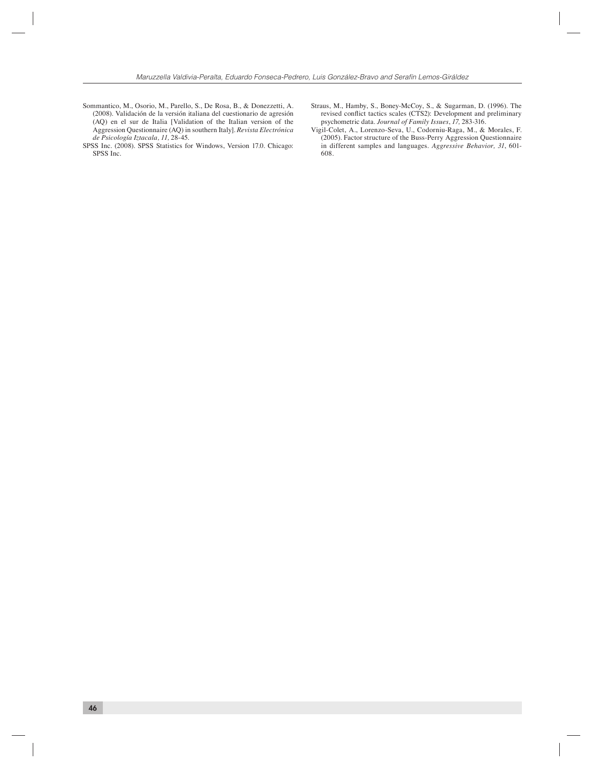Sommantico, M., Osorio, M., Parello, S., De Rosa, B., & Donezzetti, A. (2008). Validación de la versión italiana del cuestionario de agresión (AQ) en el sur de Italia [Validation of the Italian version of the Aggression Questionnaire (AQ) in southern Italy]. *Revista Electrónica de Psicología Iztacala, 11*, 28-45.

SPSS Inc. (2008). SPSS Statistics for Windows, Version 17.0. Chicago: SPSS Inc.

Straus, M., Hamby, S., Boney-McCoy, S., & Sugarman, D. (1996). The revised conflict tactics scales (CTS2): Development and preliminary psychometric data. *Journal of Family Issues*, *17*, 283-316.

Vigil-Colet, A., Lorenzo-Seva, U., Codorniu-Raga, M., & Morales, F. (2005). Factor structure of the Buss-Perry Aggression Questionnaire in different samples and languages. *Aggressive Behavior, 31*, 601-608.